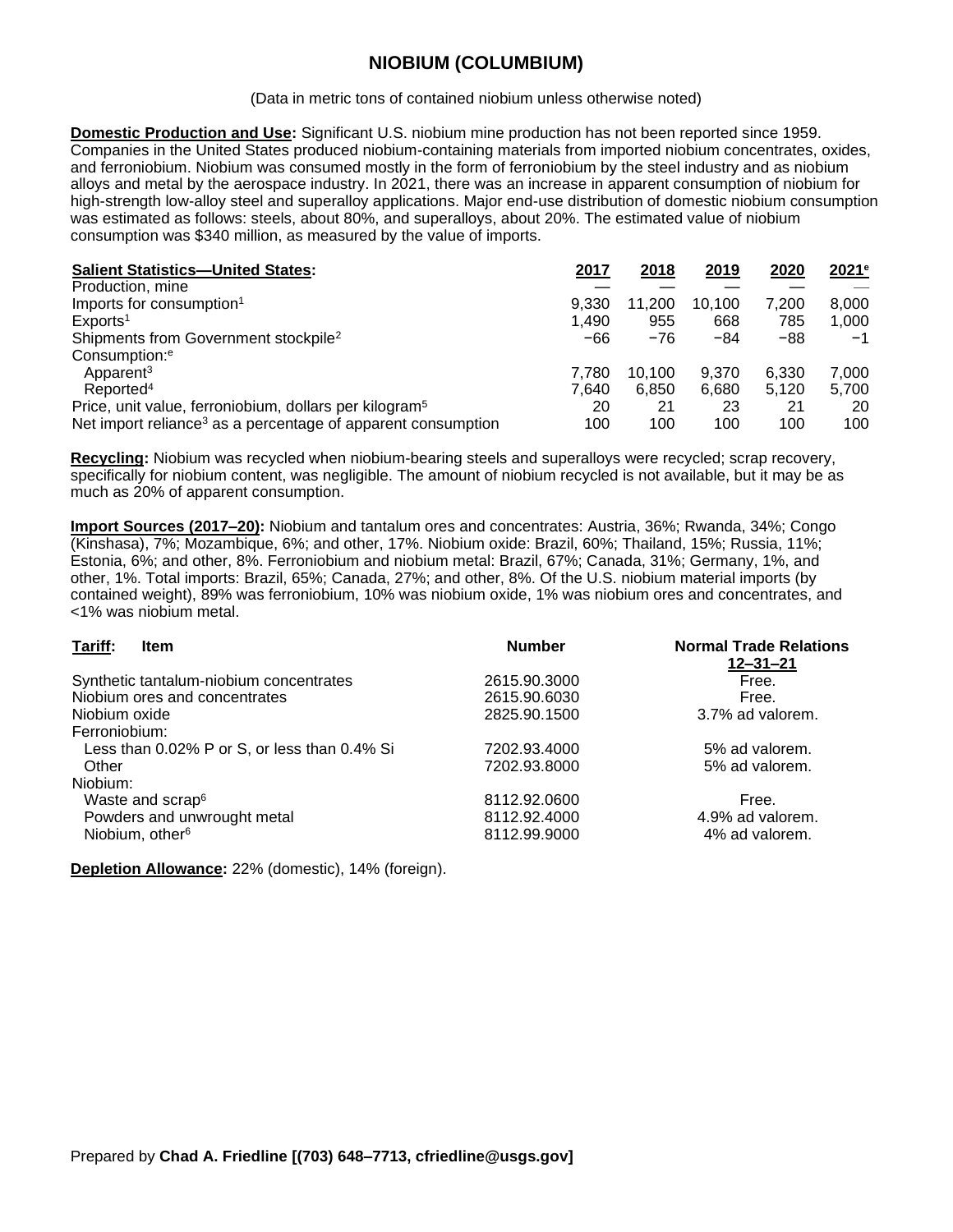# NIOBIUM (COLUMBIUM)

(Data in metric tons of contained niobium unless otherwise noted)

**Domestic Production and Use:** Significant U.S. niobium mine production has not been reported since 1959. Companies in the United States produced niobium-containing materials from imported niobium concentrates, oxides, and ferroniobium. Niobium was consumed mostly in the form of ferroniobium by the steel industry and as niobium alloys and metal by the aerospace industry. In 2021, there was an increase in apparent consumption of niobium for high-strength low-alloy steel and superalloy applications. Major end-use distribution of domestic niobium consumption was estimated as follows: steels, about 80%, and superalloys, about 20%. The estimated value of niobium consumption was $340 million, as measured by the value of imports.

| Salient Statistics—United States: | 2017 | 2018 | 2019 | 2020 | 2021[e] |
|---|---|---|---|---|---|
| Production, mine | — | — | — | — | — |
| Imports for consumption[1] | 9,330 | 11,200 | 10,100 | 7,200 | 8,000 |
| Exports[1] | 1,490 | 955 | 668 | 785 | 1,000 |
| Shipments from Government stockpile[2] | −66 | −76 | −84 | −88 | −1 |
| Consumption:[e] | | | | | |
| Apparent[3] | 7,780 | 10,100 | 9,370 | 6,330 | 7,000 |
| Reported[4] | 7,640 | 6,850 | 6,680 | 5,120 | 5,700 |
| Price, unit value, ferroniobium, dollars per kilogram[5] | 20 | 21 | 23 | 21 | 20 |
| Net import reliance[3] as a percentage of apparent consumption | 100 | 100 | 100 | 100 | 100 |

**Recycling:** Niobium was recycled when niobium-bearing steels and superalloys were recycled; scrap recovery, specifically for niobium content, was negligible. The amount of niobium recycled is not available, but it may be as much as 20% of apparent consumption.

**Import Sources (2017–20):** Niobium and tantalum ores and concentrates: Austria, 36%; Rwanda, 34%; Congo (Kinshasa), 7%; Mozambique, 6%; and other, 17%. Niobium oxide: Brazil, 60%; Thailand, 15%; Russia, 11%; Estonia, 6%; and other, 8%. Ferroniobium and niobium metal: Brazil, 67%; Canada, 31%; Germany, 1%, and other, 1%. Total imports: Brazil, 65%; Canada, 27%; and other, 8%. Of the U.S. niobium material imports (by contained weight), 89% was ferroniobium, 10% was niobium oxide, 1% was niobium ores and concentrates, and <1% was niobium metal.

| Tariff: Item | Number | Normal Trade Relations 12–31–21 |
|---|---|---|
| Synthetic tantalum-niobium concentrates | 2615.90.3000 | Free. |
| Niobium ores and concentrates | 2615.90.6030 | Free. |
| Niobium oxide | 2825.90.1500 | 3.7% ad valorem. |
| Ferroniobium: | | |
| Less than 0.02% P or S, or less than 0.4% Si | 7202.93.4000 | 5% ad valorem. |
| Other | 7202.93.8000 | 5% ad valorem. |
| Niobium: | | |
| Waste and scrap[6] | 8112.92.0600 | Free. |
| Powders and unwrought metal | 8112.92.4000 | 4.9% ad valorem. |
| Niobium, other[6] | 8112.99.9000 | 4% ad valorem. |

**Depletion Allowance:** 22% (domestic), 14% (foreign).

Prepared by **Chad A. Friedline [(703) 648–7713, cfriedline@usgs.gov]**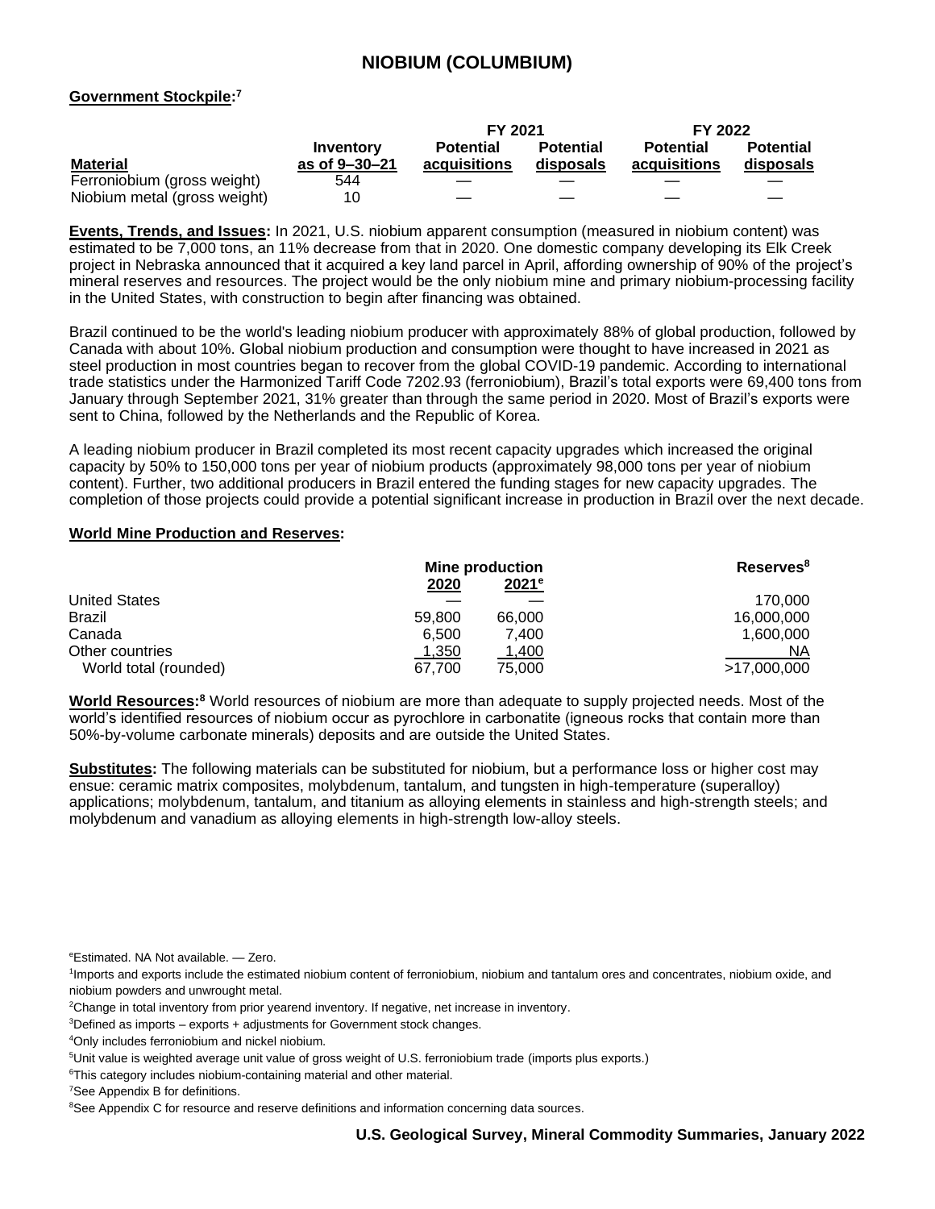# NIOBIUM (COLUMBIUM)

**Government Stockpile:**[7]

| | | FY 2021 | | FY 2022 | |
|---|---|---|---|---|---|
| **Material** | **Inventory as of 9–30–21** | **Potential acquisitions** | **Potential disposals** | **Potential acquisitions** | **Potential disposals** |
| Ferroniobium (gross weight) | 544 | — | — | — | — |
| Niobium metal (gross weight) | 10 | — | — | — | — |

**Events, Trends, and Issues:** In 2021, U.S. niobium apparent consumption (measured in niobium content) was estimated to be 7,000 tons, an 11% decrease from that in 2020. One domestic company developing its Elk Creek project in Nebraska announced that it acquired a key land parcel in April, affording ownership of 90% of the project's mineral reserves and resources. The project would be the only niobium mine and primary niobium-processing facility in the United States, with construction to begin after financing was obtained.

Brazil continued to be the world's leading niobium producer with approximately 88% of global production, followed by Canada with about 10%. Global niobium production and consumption were thought to have increased in 2021 as steel production in most countries began to recover from the global COVID-19 pandemic. According to international trade statistics under the Harmonized Tariff Code 7202.93 (ferroniobium), Brazil's total exports were 69,400 tons from January through September 2021, 31% greater than through the same period in 2020. Most of Brazil's exports were sent to China, followed by the Netherlands and the Republic of Korea.

A leading niobium producer in Brazil completed its most recent capacity upgrades which increased the original capacity by 50% to 150,000 tons per year of niobium products (approximately 98,000 tons per year of niobium content). Further, two additional producers in Brazil entered the funding stages for new capacity upgrades. The completion of those projects could provide a potential significant increase in production in Brazil over the next decade.

**World Mine Production and Reserves:**

| | Mine production | | Reserves[8] |
|---|---|---|---|
| | 2020 | 2021[e] | |
| United States | — | — | 170,000 |
| Brazil | 59,800 | 66,000 | 16,000,000 |
| Canada | 6,500 | 7,400 | 1,600,000 |
| Other countries | 1,350 | 1,400 | NA |
| World total (rounded) | 67,700 | 75,000 | >17,000,000 |

**World Resources:**[8] World resources of niobium are more than adequate to supply projected needs. Most of the world's identified resources of niobium occur as pyrochlore in carbonatite (igneous rocks that contain more than 50%-by-volume carbonate minerals) deposits and are outside the United States.

**Substitutes:** The following materials can be substituted for niobium, but a performance loss or higher cost may ensue: ceramic matrix composites, molybdenum, tantalum, and tungsten in high-temperature (superalloy) applications; molybdenum, tantalum, and titanium as alloying elements in stainless and high-strength steels; and molybdenum and vanadium as alloying elements in high-strength low-alloy steels.

[e]Estimated. NA Not available. — Zero.

[1]Imports and exports include the estimated niobium content of ferroniobium, niobium and tantalum ores and concentrates, niobium oxide, and niobium powders and unwrought metal.

[2]Change in total inventory from prior yearend inventory. If negative, net increase in inventory.

[3]Defined as imports – exports + adjustments for Government stock changes.

[4]Only includes ferroniobium and nickel niobium.

[5]Unit value is weighted average unit value of gross weight of U.S. ferroniobium trade (imports plus exports.)

[6]This category includes niobium-containing material and other material.

[7]See Appendix B for definitions.

[8]See Appendix C for resource and reserve definitions and information concerning data sources.